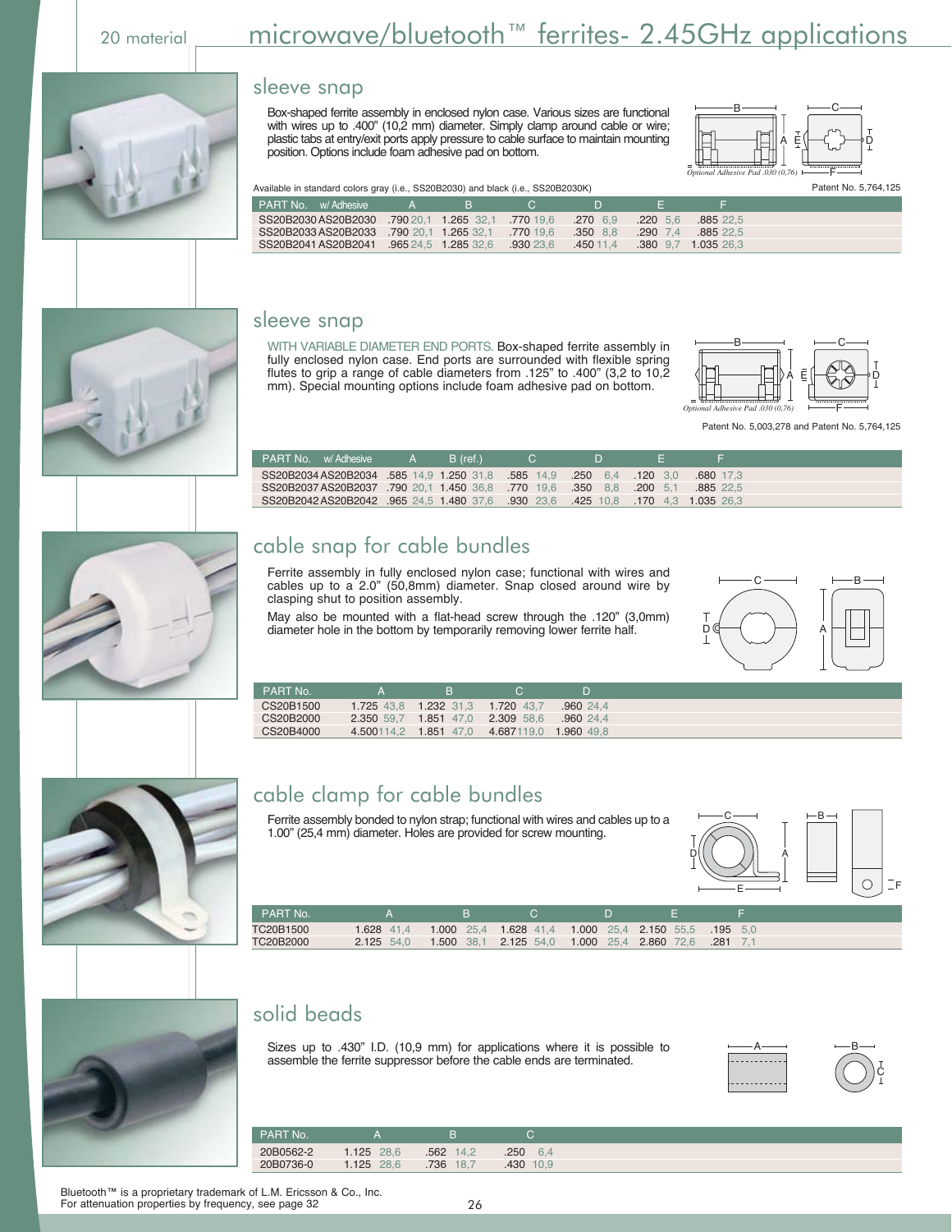20 material

# microwave/bluetooth™ ferrites- 2.45GHz applications

## sleeve snap

Box-shaped ferrite assembly in enclosed nylon case. Various sizes are functional with wires up to .400" (10,2 mm) diameter. Simply clamp around cable or wire; plastic tabs at entry/exit ports apply pressure to cable surface to maintain mounting position. Options include foam adhesive pad on bottom.

*Optional Adhesive Pad .030 (0,76)*

Available in standard colors gray (i.e., SS20B2030) and black (i.e., SS20B2030K)

Patent No. 5,764,125

| PART No. | w/ Adhesive | A | B | C | D | E | F |
|---|---|---|---|---|---|---|---|
| SS20B2030 | AS20B2030 | .790 20,1 | 1.265 32,1 | .770 19,6 | .270 6,9 | .220 5,6 | .885 22,5 |
| SS20B2033 | AS20B2033 | .790 20,1 | 1.265 32,1 | .770 19,6 | .350 8,8 | .290 7,4 | .885 22,5 |
| SS20B2041 | AS20B2041 | .965 24,5 | 1.285 32,6 | .930 23,6 | .450 11,4 | .380 9,7 | 1.035 26,3 |

## sleeve snap

WITH VARIABLE DIAMETER END PORTS. Box-shaped ferrite assembly in fully enclosed nylon case. End ports are surrounded with flexible spring flutes to grip a range of cable diameters from .125" to .400" (3,2 to 10,2 mm). Special mounting options include foam adhesive pad on bottom.

*Optional Adhesive Pad .030 (0,76)*

Patent No. 5,003,278 and Patent No. 5,764,125

| PART No. | w/ Adhesive | A | B (ref.) | C | D | E | F |
|---|---|---|---|---|---|---|---|
| SS20B2034 | AS20B2034 | .585 14,9 | 1.250 31,8 | .585 14,9 | .250 6,4 | .120 3,0 | .680 17,3 |
| SS20B2037 | AS20B2037 | .790 20,1 | 1.450 36,8 | .770 19,6 | .350 8,8 | .200 5,1 | .885 22,5 |
| SS20B2042 | AS20B2042 | .965 24,5 | 1.480 37,6 | .930 23,6 | .425 10,8 | .170 4,3 | 1.035 26,3 |

## cable snap for cable bundles

Ferrite assembly in fully enclosed nylon case; functional with wires and cables up to a 2.0" (50,8mm) diameter. Snap closed around wire by clasping shut to position assembly.

May also be mounted with a flat-head screw through the .120" (3,0mm) diameter hole in the bottom by temporarily removing lower ferrite half.

| PART No. | A | B | C | D |
|---|---|---|---|---|
| CS20B1500 | 1.725 43,8 | 1.232 31,3 | 1.720 43,7 | .960 24,4 |
| CS20B2000 | 2.350 59,7 | 1.851 47,0 | 2.309 58,6 | .960 24,4 |
| CS20B4000 | 4.500 114,2 | 1.851 47,0 | 4.687 119,0 | 1.960 49,8 |

## cable clamp for cable bundles

Ferrite assembly bonded to nylon strap; functional with wires and cables up to a 1.00" (25,4 mm) diameter. Holes are provided for screw mounting.

| PART No. | A | B | C | D | E | F |
|---|---|---|---|---|---|---|
| TC20B1500 | 1.628 41,4 | 1.000 25,4 | 1.628 41,4 | 1.000 25,4 | 2.150 55,5 | .195 5,0 |
| TC20B2000 | 2.125 54,0 | 1.500 38,1 | 2.125 54,0 | 1.000 25,4 | 2.860 72,6 | .281 7,1 |

## solid beads

Sizes up to .430" I.D. (10,9 mm) for applications where it is possible to assemble the ferrite suppressor before the cable ends are terminated.

| PART No. | A | B | C |
|---|---|---|---|
| 20B0562-2 | 1.125 28,6 | .562 14,2 | .250 6,4 |
| 20B0736-0 | 1.125 28,6 | .736 18,7 | .430 10,9 |

Bluetooth™ is a proprietary trademark of L.M. Ericsson & Co., Inc.
For attenuation properties by frequency, see page 32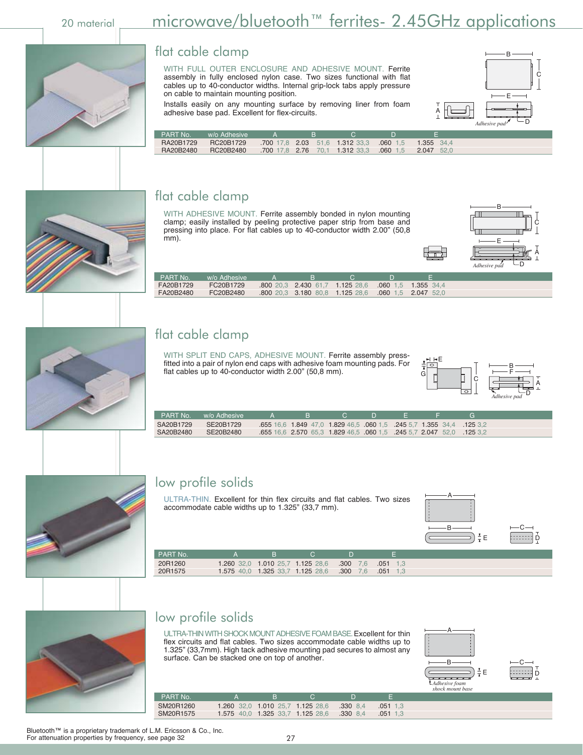# microwave/bluetooth™ ferrites- 2.45GHz applications

## flat cable clamp

WITH FULL OUTER ENCLOSURE AND ADHESIVE MOUNT. Ferrite assembly in fully enclosed nylon case. Two sizes functional with flat cables up to 40-conductor widths. Internal grip-lock tabs apply pressure on cable to maintain mounting position.

Installs easily on any mounting surface by removing liner from foam adhesive base pad. Excellent for flex-circuits.

| PART No. | w/o Adhesive | A | | B | | C | | D | | E | |
|---|---|---|---|---|---|---|---|---|---|---|---|
| RA20B1729 | RC20B1729 | .700 | 17,8 | 2.03 | 51,6 | 1.312 | 33,3 | .060 | 1,5 | 1.355 | 34,4 |
| RA20B2480 | RC20B2480 | .700 | 17,8 | 2.76 | 70,1 | 1.312 | 33,3 | .060 | 1,5 | 2.047 | 52,0 |

## flat cable clamp

WITH ADHESIVE MOUNT. Ferrite assembly bonded in nylon mounting clamp; easily installed by peeling protective paper strip from base and pressing into place. For flat cables up to 40-conductor width 2.00" (50,8 mm).

| PART No. | w/o Adhesive | A | | B | | C | | D | | E | |
|---|---|---|---|---|---|---|---|---|---|---|---|
| FA20B1729 | FC20B1729 | .800 | 20,3 | 2.430 | 61,7 | 1.125 | 28,6 | .060 | 1,5 | 1.355 | 34,4 |
| FA20B2480 | FC20B2480 | .800 | 20,3 | 3.180 | 80,8 | 1.125 | 28,6 | .060 | 1,5 | 2.047 | 52,0 |

## flat cable clamp

WITH SPLIT END CAPS, ADHESIVE MOUNT. Ferrite assembly press-fitted into a pair of nylon end caps with adhesive foam mounting pads. For flat cables up to 40-conductor width 2.00" (50,8 mm).

| PART No. | w/o Adhesive | A | | B | | C | | D | | E | | F | | G | |
|---|---|---|---|---|---|---|---|---|---|---|---|---|---|---|---|
| SA20B1729 | SE20B1729 | .655 | 16,6 | 1.849 | 47,0 | 1.829 | 46,5 | .060 | 1,5 | .245 | 5,7 | 1.355 | 34,4 | .125 | 3,2 |
| SA20B2480 | SE20B2480 | .655 | 16,6 | 2.570 | 65,3 | 1.829 | 46,5 | .060 | 1,5 | .245 | 5,7 | 2.047 | 52,0 | .125 | 3,2 |

## low profile solids

ULTRA-THIN. Excellent for thin flex circuits and flat cables. Two sizes accommodate cable widths up to 1.325" (33,7 mm).

| PART No. | A | | B | | C | | D | | E | |
|---|---|---|---|---|---|---|---|---|---|---|
| 20R1260 | 1.260 | 32,0 | 1.010 | 25,7 | 1.125 | 28,6 | .300 | 7,6 | .051 | 1,3 |
| 20R1575 | 1.575 | 40,0 | 1.325 | 33,7 | 1.125 | 28,6 | .300 | 7,6 | .051 | 1,3 |

## low profile solids

ULTRA-THIN WITH SHOCK MOUNT ADHESIVE FOAM BASE. Excellent for thin flex circuits and flat cables. Two sizes accommodate cable widths up to 1.325" (33,7mm). High tack adhesive mounting pad secures to almost any surface. Can be stacked one on top of another.

| PART No. | A | | B | | C | | D | | E | |
|---|---|---|---|---|---|---|---|---|---|---|
| SM20R1260 | 1.260 | 32,0 | 1.010 | 25,7 | 1.125 | 28,6 | .330 | 8,4 | .051 | 1,3 |
| SM20R1575 | 1.575 | 40,0 | 1.325 | 33,7 | 1.125 | 28,6 | .330 | 8,4 | .051 | 1,3 |

Bluetooth™ is a proprietary trademark of L.M. Ericsson & Co., Inc.
For attenuation properties by frequency, see page 32